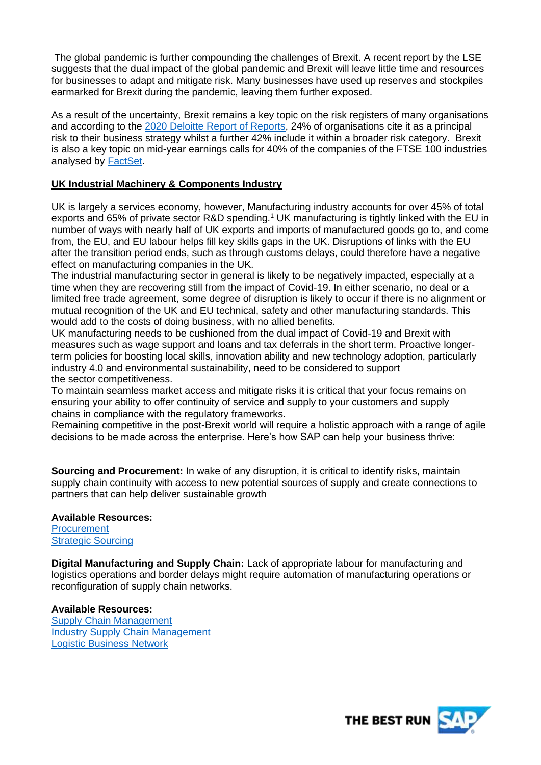The global pandemic is further compounding the challenges of Brexit. A recent report by the LSE suggests that the dual impact of the global pandemic and Brexit will leave little time and resources for businesses to adapt and mitigate risk. Many businesses have used up reserves and stockpiles earmarked for Brexit during the pandemic, leaving them further exposed.

As a result of the uncertainty, Brexit remains a key topic on the risk registers of many organisations and according to the [2020 Deloitte Report of Reports](), 24% of organisations cite it as a principal risk to their business strategy whilst a further 42% include it within a broader risk category. Brexit is also a key topic on mid-year earnings calls for 40% of the companies of the FTSE 100 industries analysed by [FactSet]().

## UK Industrial Machinery & Components Industry

UK is largely a services economy, however, Manufacturing industry accounts for over 45% of total exports and 65% of private sector R&D spending.[1] UK manufacturing is tightly linked with the EU in number of ways with nearly half of UK exports and imports of manufactured goods go to, and come from, the EU, and EU labour helps fill key skills gaps in the UK. Disruptions of links with the EU after the transition period ends, such as through customs delays, could therefore have a negative effect on manufacturing companies in the UK.

The industrial manufacturing sector in general is likely to be negatively impacted, especially at a time when they are recovering still from the impact of Covid-19. In either scenario, no deal or a limited free trade agreement, some degree of disruption is likely to occur if there is no alignment or mutual recognition of the UK and EU technical, safety and other manufacturing standards. This would add to the costs of doing business, with no allied benefits.

UK manufacturing needs to be cushioned from the dual impact of Covid-19 and Brexit with measures such as wage support and loans and tax deferrals in the short term. Proactive longer-term policies for boosting local skills, innovation ability and new technology adoption, particularly industry 4.0 and environmental sustainability, need to be considered to support the sector competitiveness.

To maintain seamless market access and mitigate risks it is critical that your focus remains on ensuring your ability to offer continuity of service and supply to your customers and supply chains in compliance with the regulatory frameworks.

Remaining competitive in the post-Brexit world will require a holistic approach with a range of agile decisions to be made across the enterprise. Here's how SAP can help your business thrive:

**Sourcing and Procurement:** In wake of any disruption, it is critical to identify risks, maintain supply chain continuity with access to new potential sources of supply and create connections to partners that can help deliver sustainable growth

**Available Resources:**
[Procurement]()
[Strategic Sourcing]()

**Digital Manufacturing and Supply Chain:** Lack of appropriate labour for manufacturing and logistics operations and border delays might require automation of manufacturing operations or reconfiguration of supply chain networks.

**Available Resources:**
[Supply Chain Management]()
[Industry Supply Chain Management]()
[Logistic Business Network]()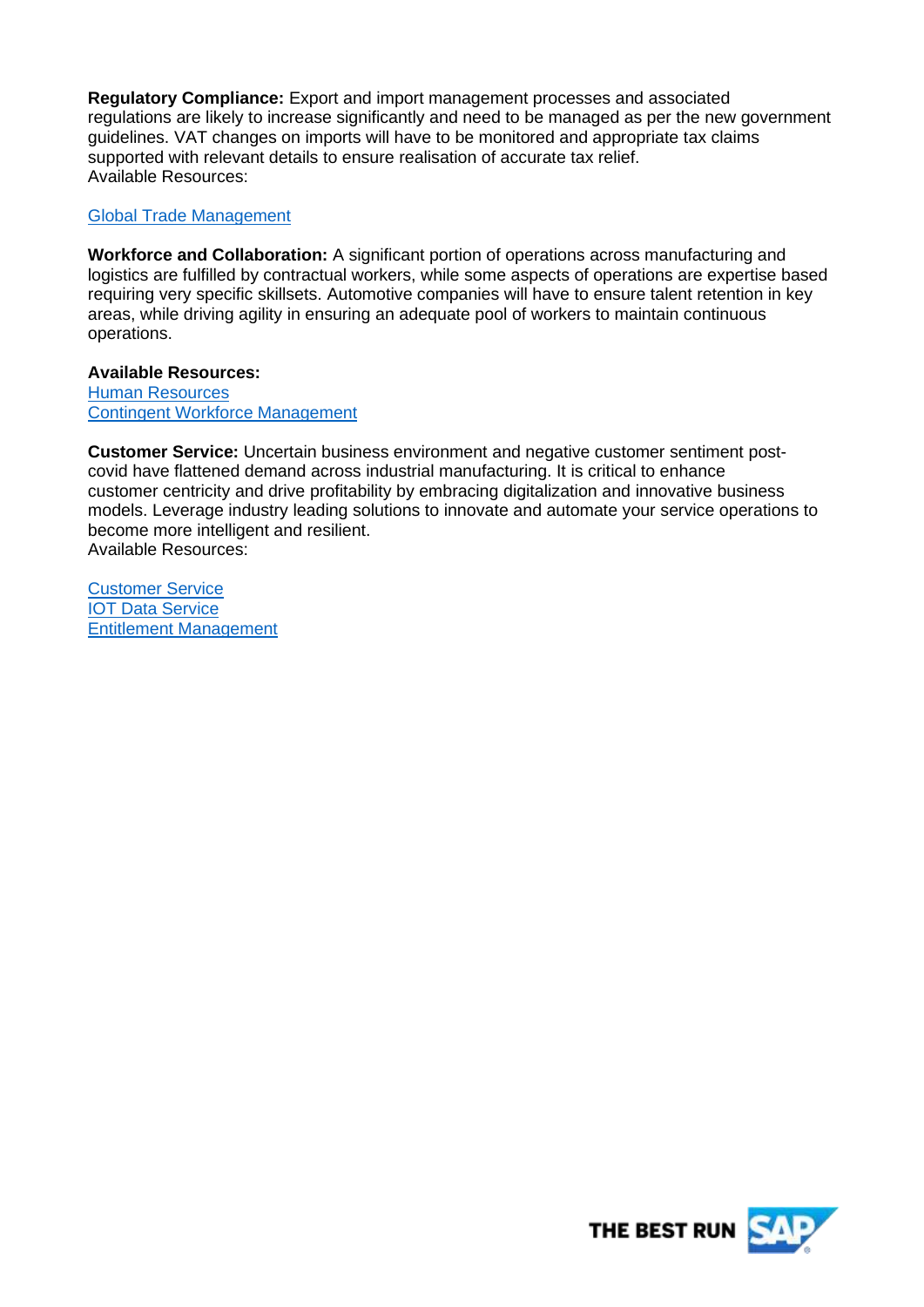**Regulatory Compliance:** Export and import management processes and associated regulations are likely to increase significantly and need to be managed as per the new government guidelines. VAT changes on imports will have to be monitored and appropriate tax claims supported with relevant details to ensure realisation of accurate tax relief.
Available Resources:

Global Trade Management

**Workforce and Collaboration:** A significant portion of operations across manufacturing and logistics are fulfilled by contractual workers, while some aspects of operations are expertise based requiring very specific skillsets. Automotive companies will have to ensure talent retention in key areas, while driving agility in ensuring an adequate pool of workers to maintain continuous operations.

**Available Resources:**
Human Resources
Contingent Workforce Management

**Customer Service:** Uncertain business environment and negative customer sentiment post-covid have flattened demand across industrial manufacturing. It is critical to enhance customer centricity and drive profitability by embracing digitalization and innovative business models. Leverage industry leading solutions to innovate and automate your service operations to become more intelligent and resilient.
Available Resources:

Customer Service
IOT Data Service
Entitlement Management

THE BEST RUN SAP